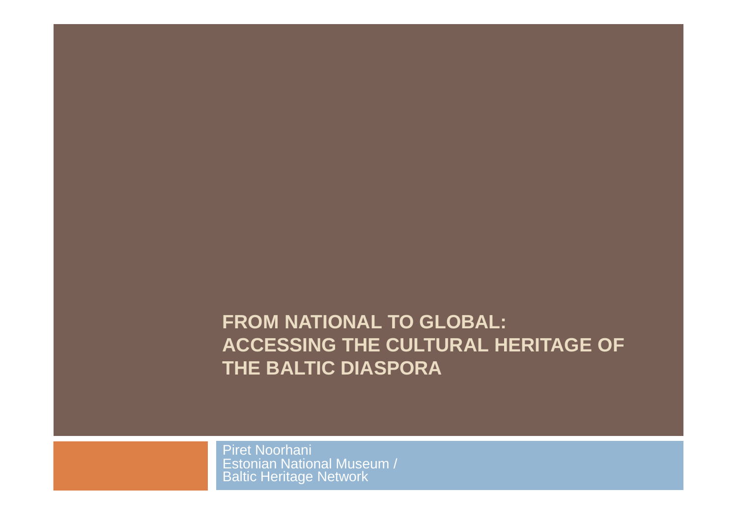# FROM NATIONAL TO GLOBAL: ACCESSING THE CULTURAL HERITAGE OF THE BALTIC DIASPORA

Piret Noorhani
Estonian National Museum /
Baltic Heritage Network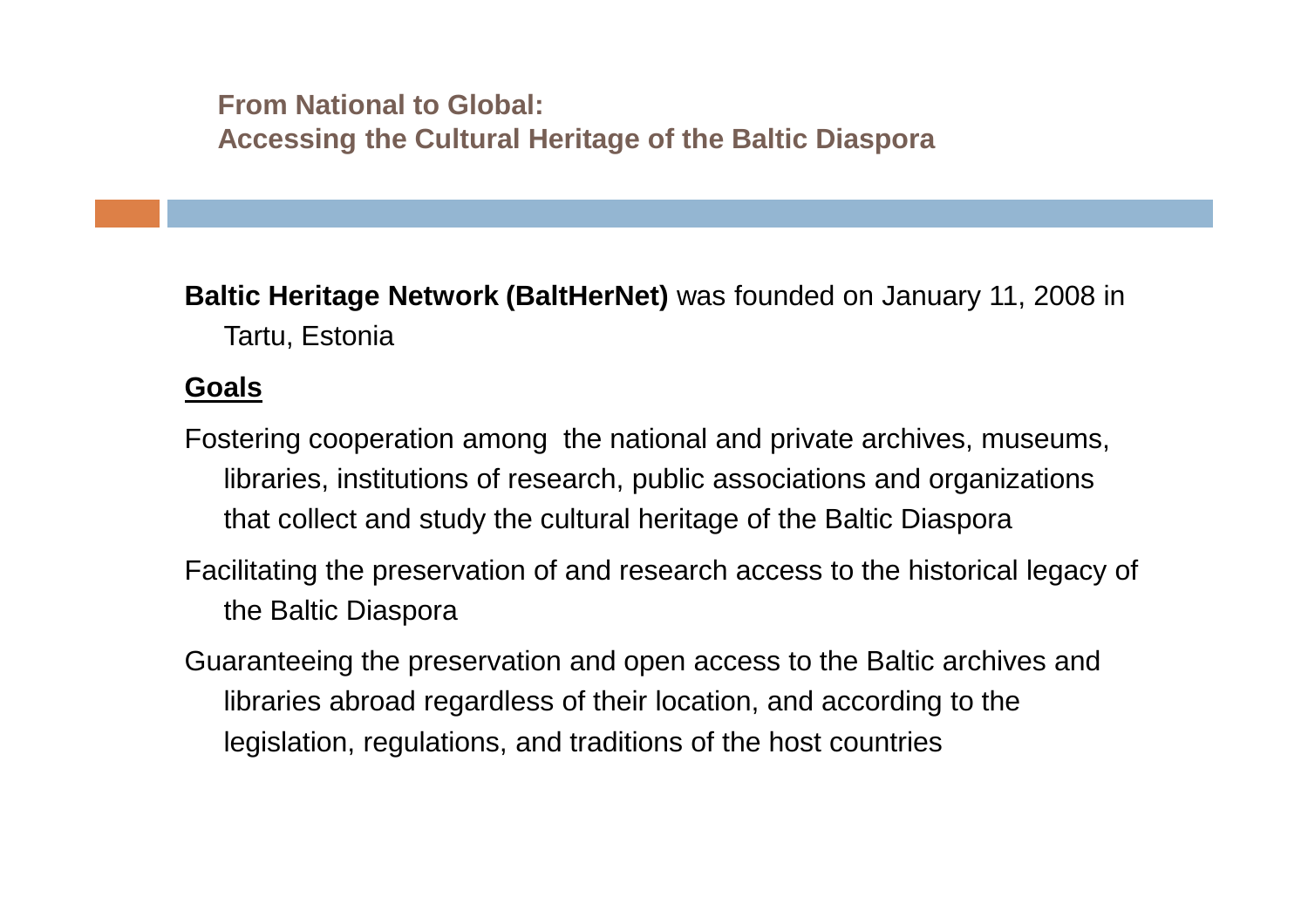## From National to Global: Accessing the Cultural Heritage of the Baltic Diaspora

**Baltic Heritage Network (BaltHerNet)** was founded on January 11, 2008 in Tartu, Estonia

**Goals**

Fostering cooperation among the national and private archives, museums, libraries, institutions of research, public associations and organizations that collect and study the cultural heritage of the Baltic Diaspora

Facilitating the preservation of and research access to the historical legacy of the Baltic Diaspora

Guaranteeing the preservation and open access to the Baltic archives and libraries abroad regardless of their location, and according to the legislation, regulations, and traditions of the host countries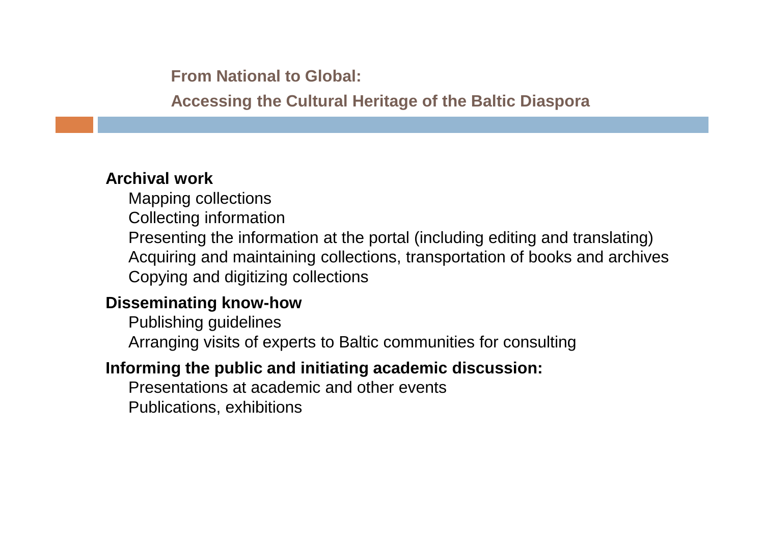**From National to Global:**

**Accessing the Cultural Heritage of the Baltic Diaspora**

**Archival work**

- Mapping collections
- Collecting information
- Presenting the information at the portal (including editing and translating)
- Acquiring and maintaining collections, transportation of books and archives
- Copying and digitizing collections

**Disseminating know-how**

- Publishing guidelines
- Arranging visits of experts to Baltic communities for consulting

**Informing the public and initiating academic discussion:**

- Presentations at academic and other events
- Publications, exhibitions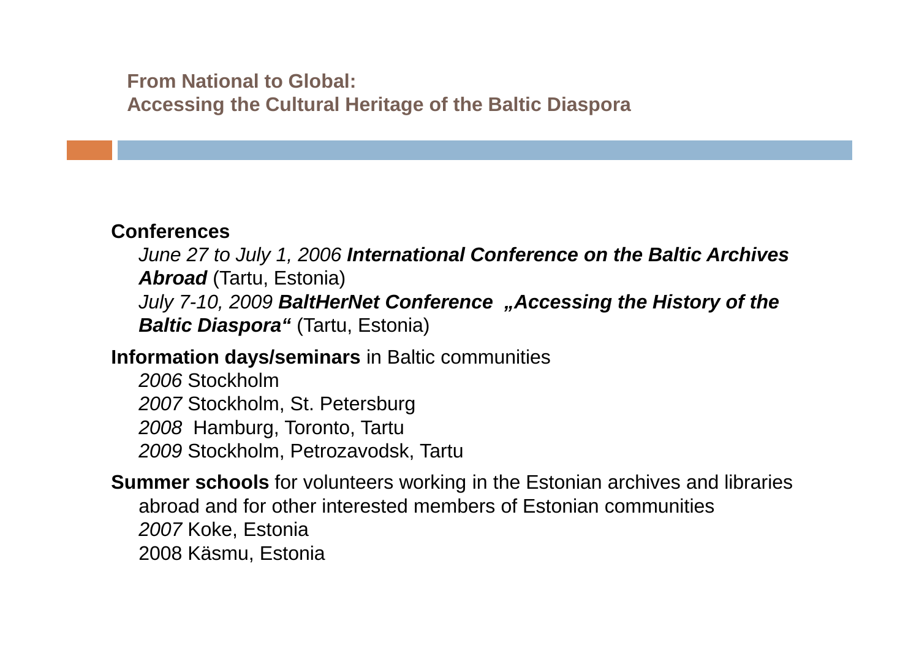From National to Global:
Accessing the Cultural Heritage of the Baltic Diaspora

**Conferences**

*June 27 to July 1, 2006* ***International Conference on the Baltic Archives Abroad*** (Tartu, Estonia)

*July 7-10, 2009* ***BaltHerNet Conference „Accessing the History of the Baltic Diaspora“*** (Tartu, Estonia)

**Information days/seminars** in Baltic communities

*2006* Stockholm

*2007* Stockholm, St. Petersburg

*2008* Hamburg, Toronto, Tartu

*2009* Stockholm, Petrozavodsk, Tartu

**Summer schools** for volunteers working in the Estonian archives and libraries abroad and for other interested members of Estonian communities

*2007* Koke, Estonia

2008 Käsmu, Estonia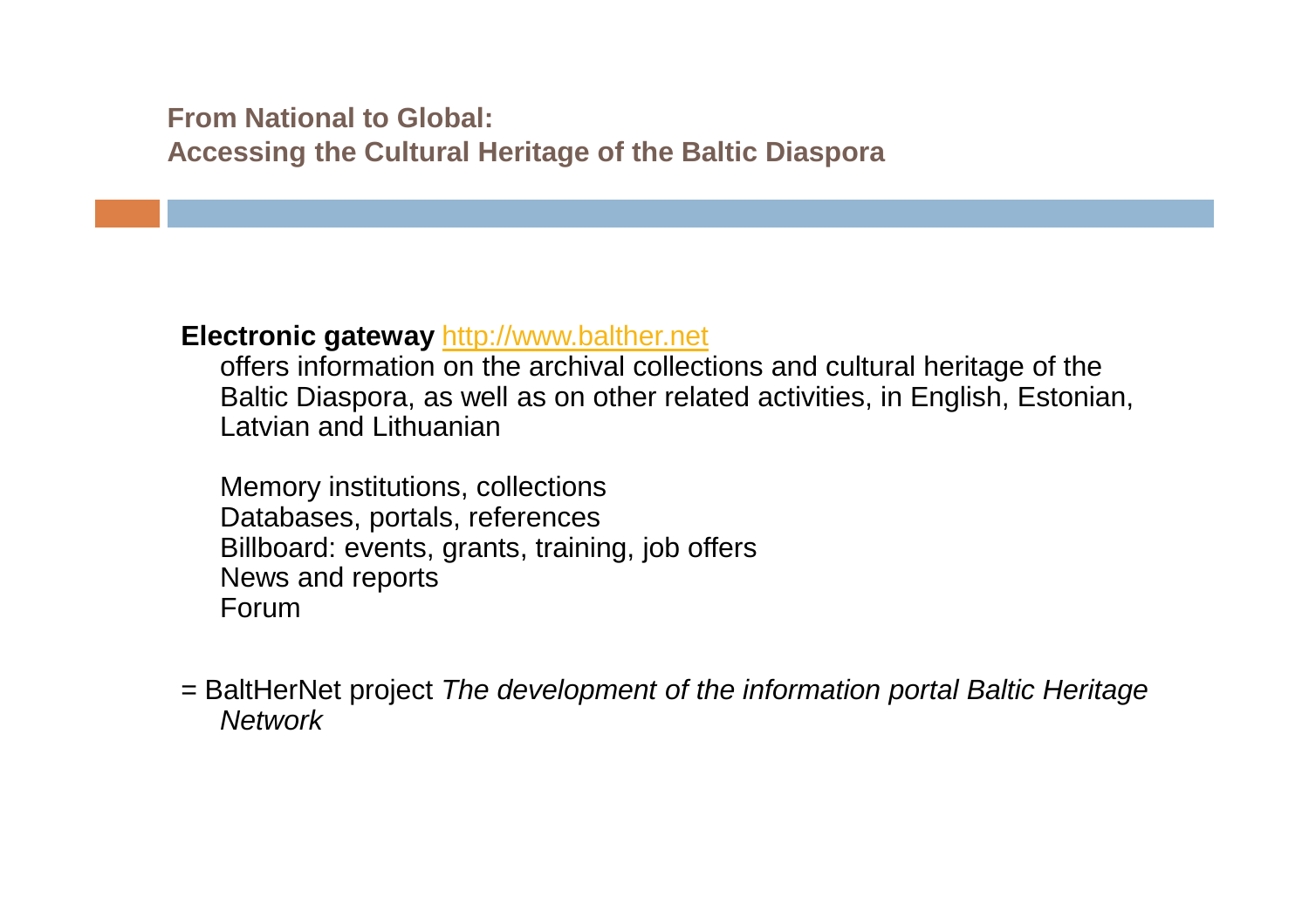## From National to Global:
## Accessing the Cultural Heritage of the Baltic Diaspora

**Electronic gateway** [http://www.balther.net](http://www.balther.net)
offers information on the archival collections and cultural heritage of the Baltic Diaspora, as well as on other related activities, in English, Estonian, Latvian and Lithuanian

Memory institutions, collections
Databases, portals, references
Billboard: events, grants, training, job offers
News and reports
Forum

= BaltHerNet project *The development of the information portal Baltic Heritage Network*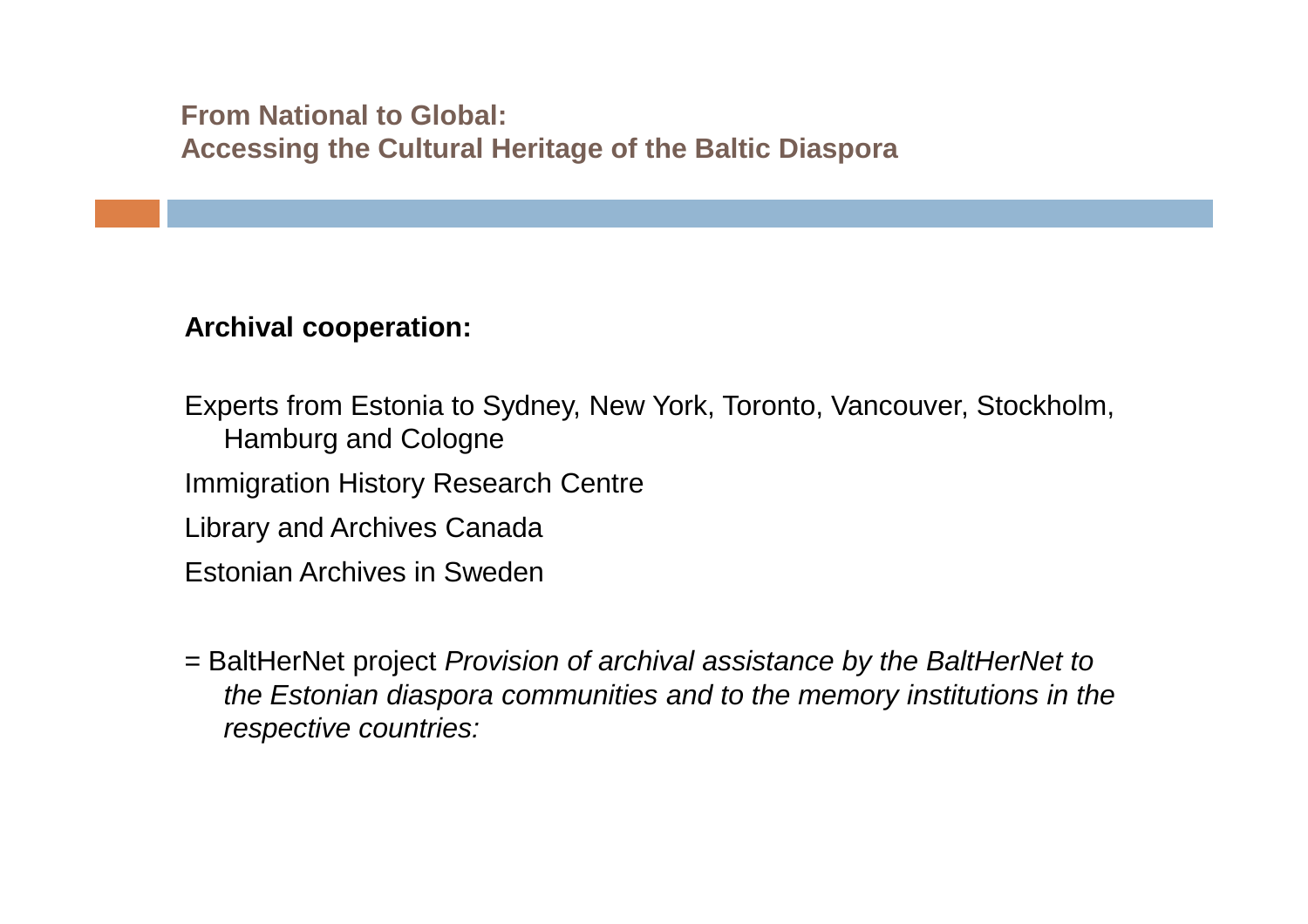**From National to Global:**
**Accessing the Cultural Heritage of the Baltic Diaspora**

**Archival cooperation:**

Experts from Estonia to Sydney, New York, Toronto, Vancouver, Stockholm, Hamburg and Cologne

Immigration History Research Centre

Library and Archives Canada

Estonian Archives in Sweden

= BaltHerNet project *Provision of archival assistance by the BaltHerNet to the Estonian diaspora communities and to the memory institutions in the respective countries:*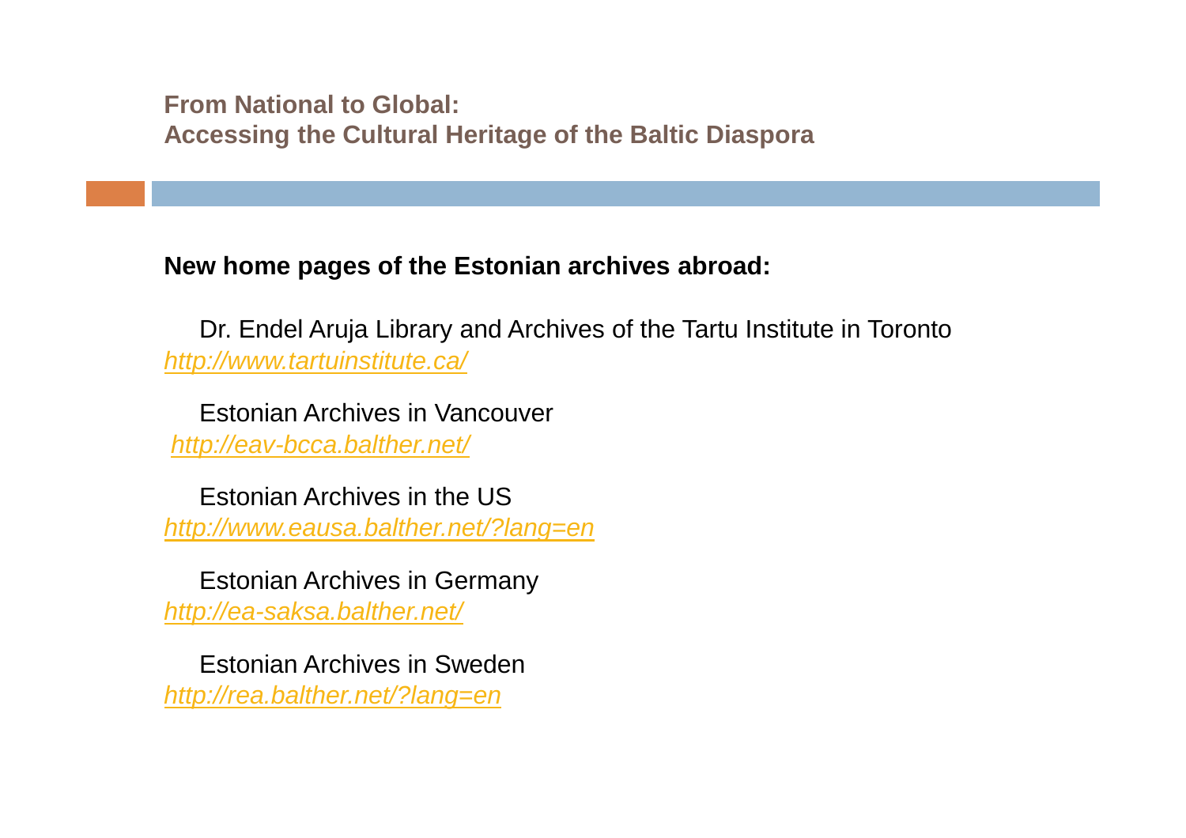**From National to Global:**
**Accessing the Cultural Heritage of the Baltic Diaspora**

**New home pages of the Estonian archives abroad:**

Dr. Endel Aruja Library and Archives of the Tartu Institute in Toronto
*http://www.tartuinstitute.ca/*

Estonian Archives in Vancouver
*http://eav-bcca.balther.net/*

Estonian Archives in the US
*http://www.eausa.balther.net/?lang=en*

Estonian Archives in Germany
*http://ea-saksa.balther.net/*

Estonian Archives in Sweden
*http://rea.balther.net/?lang=en*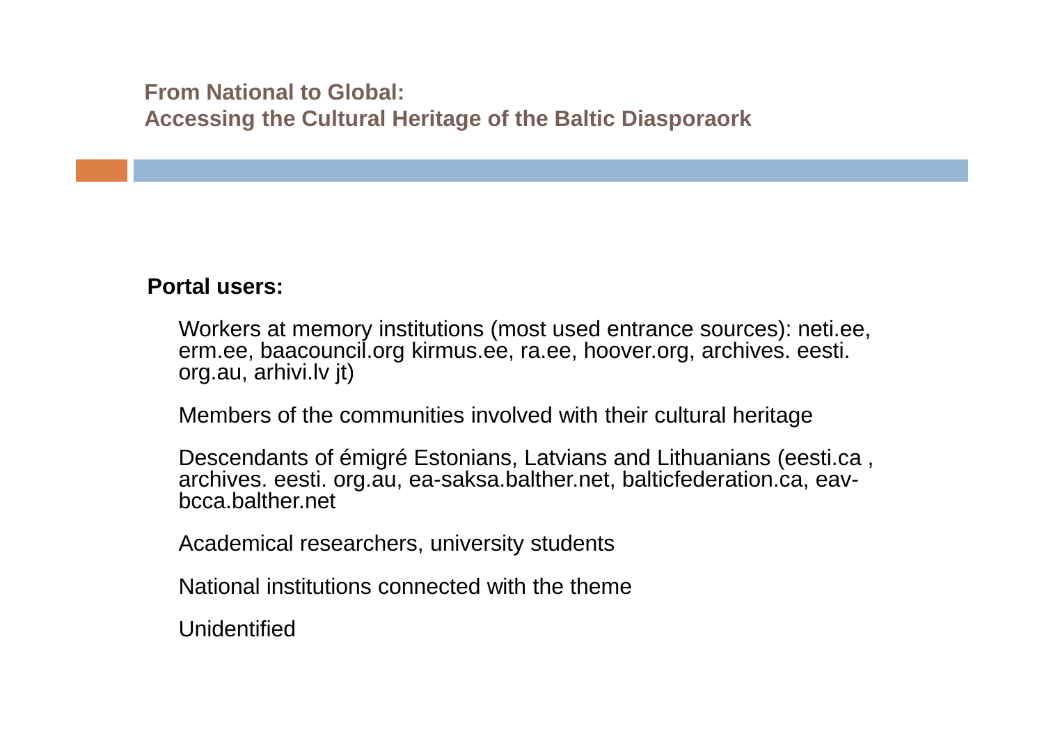## From National to Global: Accessing the Cultural Heritage of the Baltic Diasporaork

**Portal users:**

Workers at memory institutions (most used entrance sources): neti.ee, erm.ee, baacouncil.org kirmus.ee, ra.ee, hoover.org, archives. eesti. org.au, arhivi.lv jt)

Members of the communities involved with their cultural heritage

Descendants of émigré Estonians, Latvians and Lithuanians (eesti.ca , archives. eesti. org.au, ea-saksa.balther.net, balticfederation.ca, eav-bcca.balther.net

Academical researchers, university students

National institutions connected with the theme

Unidentified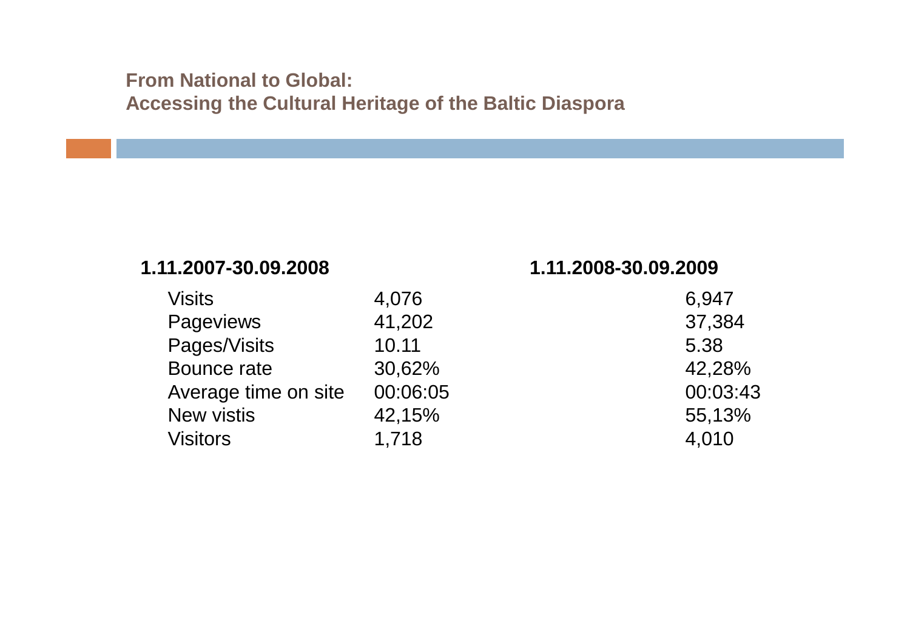**From National to Global:**
**Accessing the Cultural Heritage of the Baltic Diaspora**

|  | **1.11.2007-30.09.2008** | **1.11.2008-30.09.2009** |
| --- | --- | --- |
| Visits | 4,076 | 6,947 |
| Pageviews | 41,202 | 37,384 |
| Pages/Visits | 10.11 | 5.38 |
| Bounce rate | 30,62% | 42,28% |
| Average time on site | 00:06:05 | 00:03:43 |
| New vistis | 42,15% | 55,13% |
| Visitors | 1,718 | 4,010 |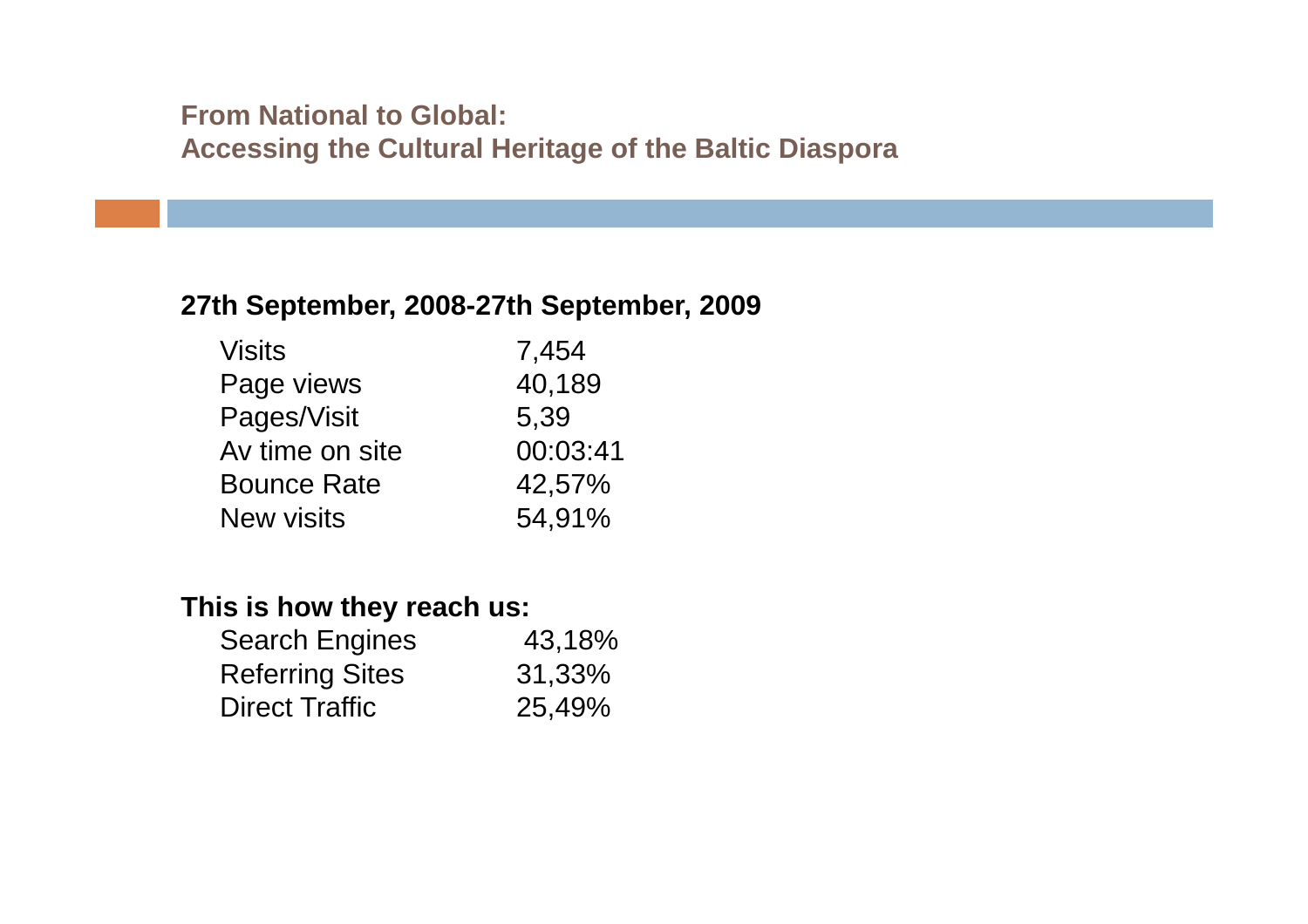## From National to Global:
## Accessing the Cultural Heritage of the Baltic Diaspora

**27th September, 2008-27th September, 2009**

| | |
|---|---|
| Visits | 7,454 |
| Page views | 40,189 |
| Pages/Visit | 5,39 |
| Av time on site | 00:03:41 |
| Bounce Rate | 42,57% |
| New visits | 54,91% |

**This is how they reach us:**

| | |
|---|---|
| Search Engines | 43,18% |
| Referring Sites | 31,33% |
| Direct Traffic | 25,49% |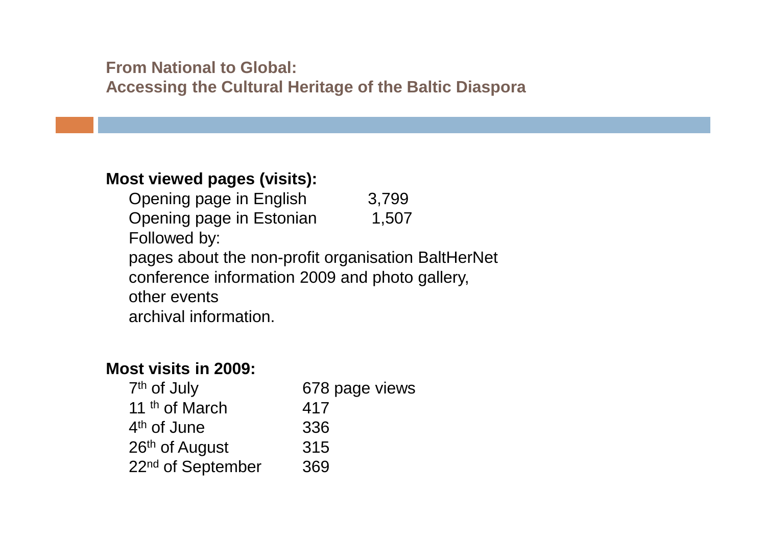## From National to Global: Accessing the Cultural Heritage of the Baltic Diaspora

**Most viewed pages (visits):**

| | |
|---|---|
| Opening page in English | 3,799 |
| Opening page in Estonian | 1,507 |

Followed by:

pages about the non-profit organisation BaltHerNet
conference information 2009 and photo gallery,
other events
archival information.

**Most visits in 2009:**

| | |
|---|---|
| 7th of July | 678 page views |
| 11 th of March | 417 |
| 4th of June | 336 |
| 26th of August | 315 |
| 22nd of September | 369 |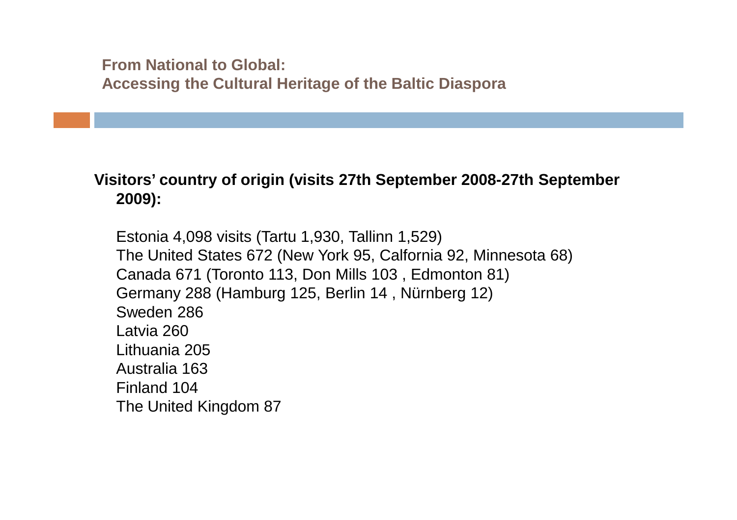**Visitors' country of origin (visits 27th September 2008-27th September 2009):**

Estonia 4,098 visits (Tartu 1,930, Tallinn 1,529)
The United States 672 (New York 95, Calfornia 92, Minnesota 68)
Canada 671 (Toronto 113, Don Mills 103 , Edmonton 81)
Germany 288 (Hamburg 125, Berlin 14 , Nürnberg 12)
Sweden 286
Latvia 260
Lithuania 205
Australia 163
Finland 104
The United Kingdom 87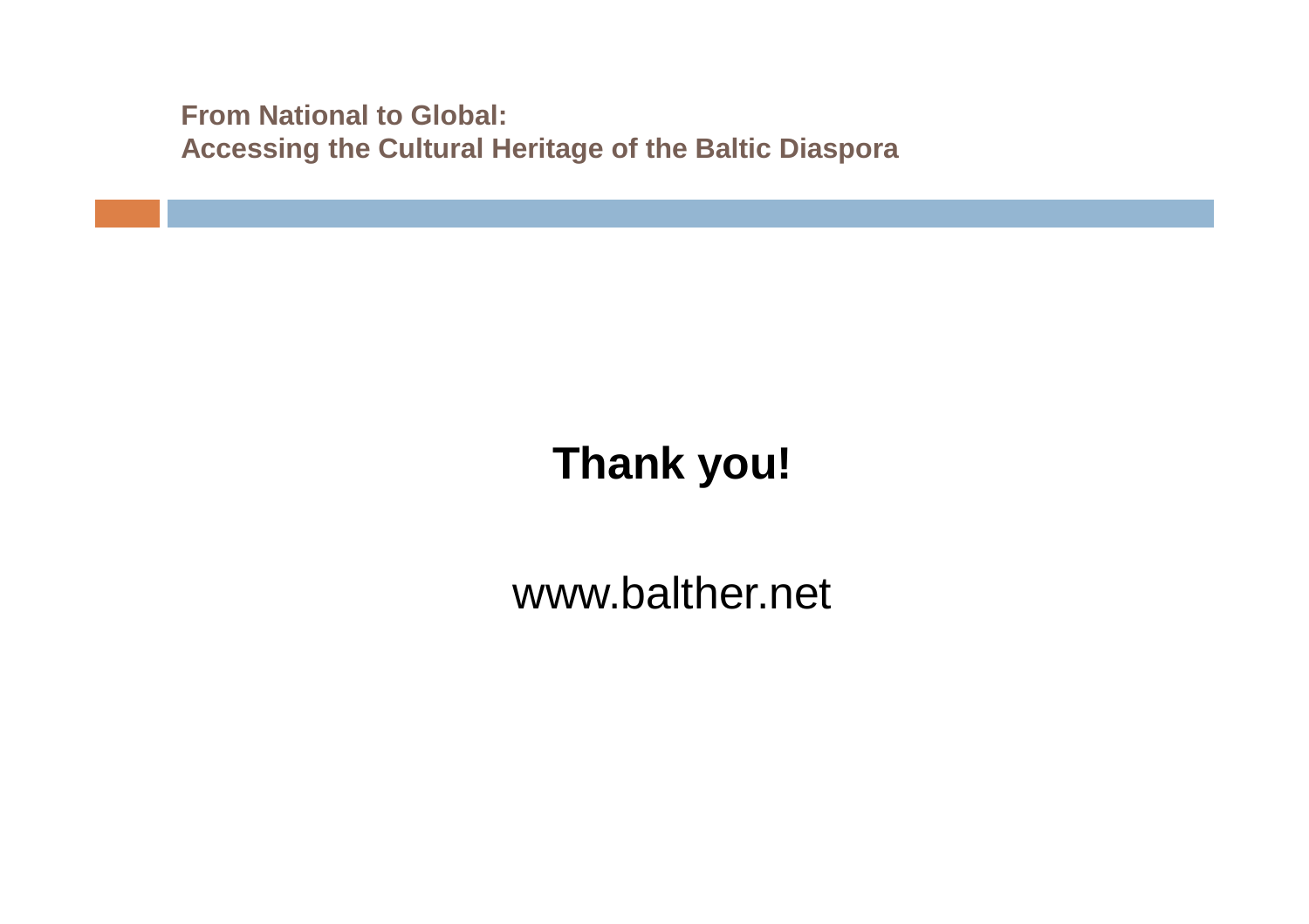From National to Global:
Accessing the Cultural Heritage of the Baltic Diaspora

# Thank you!

www.balther.net